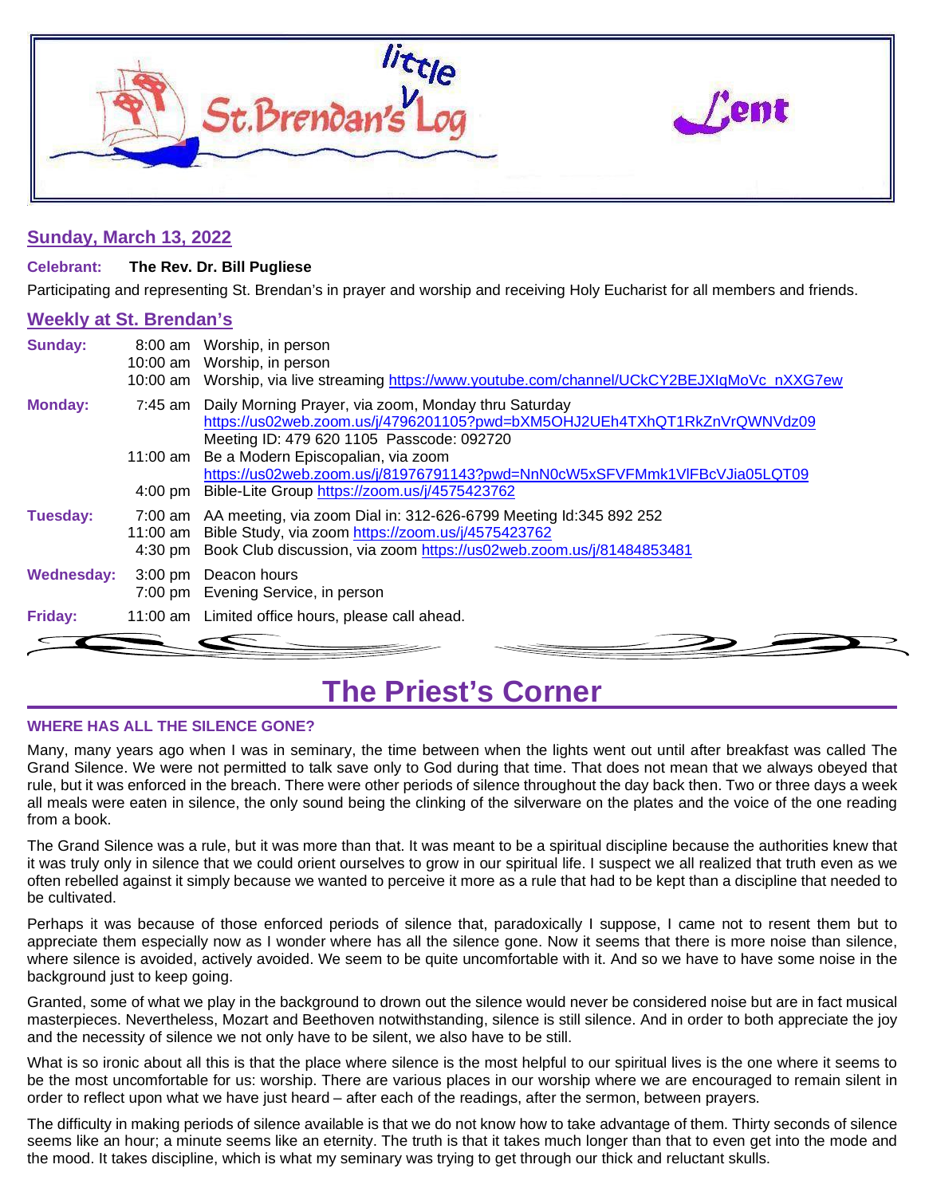# little St. Brendan's Log — Lent

## Sunday, March 13, 2022

**Celebrant: The Rev. Dr. Bill Pugliese**

Participating and representing St. Brendan's in prayer and worship and receiving Holy Eucharist for all members and friends.

## Weekly at St. Brendan's

| | | |
|---|---|---|
| **Sunday:** | 8:00 am | Worship, in person |
| | 10:00 am | Worship, in person |
| | 10:00 am | Worship, via live streaming https://www.youtube.com/channel/UCkCY2BEJXIqMoVc_nXXG7ew |
| **Monday:** | 7:45 am | Daily Morning Prayer, via zoom, Monday thru Saturday https://us02web.zoom.us/j/4796201105?pwd=bXM5OHJ2UEh4TXhQT1RkZnVrQWNVdz09 Meeting ID: 479 620 1105 Passcode: 092720 |
| | 11:00 am | Be a Modern Episcopalian, via zoom https://us02web.zoom.us/j/81976791143?pwd=NnN0cW5xSFVFMmk1VlFBcVJia05LQT09 |
| | 4:00 pm | Bible-Lite Group https://zoom.us/j/4575423762 |
| **Tuesday:** | 7:00 am | AA meeting, via zoom Dial in: 312-626-6799 Meeting Id:345 892 252 |
| | 11:00 am | Bible Study, via zoom https://zoom.us/j/4575423762 |
| | 4:30 pm | Book Club discussion, via zoom https://us02web.zoom.us/j/81484853481 |
| **Wednesday:** | 3:00 pm | Deacon hours |
| | 7:00 pm | Evening Service, in person |
| **Friday:** | 11:00 am | Limited office hours, please call ahead. |

# The Priest's Corner

### WHERE HAS ALL THE SILENCE GONE?

Many, many years ago when I was in seminary, the time between when the lights went out until after breakfast was called The Grand Silence. We were not permitted to talk save only to God during that time. That does not mean that we always obeyed that rule, but it was enforced in the breach. There were other periods of silence throughout the day back then. Two or three days a week all meals were eaten in silence, the only sound being the clinking of the silverware on the plates and the voice of the one reading from a book.

The Grand Silence was a rule, but it was more than that. It was meant to be a spiritual discipline because the authorities knew that it was truly only in silence that we could orient ourselves to grow in our spiritual life. I suspect we all realized that truth even as we often rebelled against it simply because we wanted to perceive it more as a rule that had to be kept than a discipline that needed to be cultivated.

Perhaps it was because of those enforced periods of silence that, paradoxically I suppose, I came not to resent them but to appreciate them especially now as I wonder where has all the silence gone. Now it seems that there is more noise than silence, where silence is avoided, actively avoided. We seem to be quite uncomfortable with it. And so we have to have some noise in the background just to keep going.

Granted, some of what we play in the background to drown out the silence would never be considered noise but are in fact musical masterpieces. Nevertheless, Mozart and Beethoven notwithstanding, silence is still silence. And in order to both appreciate the joy and the necessity of silence we not only have to be silent, we also have to be still.

What is so ironic about all this is that the place where silence is the most helpful to our spiritual lives is the one where it seems to be the most uncomfortable for us: worship. There are various places in our worship where we are encouraged to remain silent in order to reflect upon what we have just heard – after each of the readings, after the sermon, between prayers.

The difficulty in making periods of silence available is that we do not know how to take advantage of them. Thirty seconds of silence seems like an hour; a minute seems like an eternity. The truth is that it takes much longer than that to even get into the mode and the mood. It takes discipline, which is what my seminary was trying to get through our thick and reluctant skulls.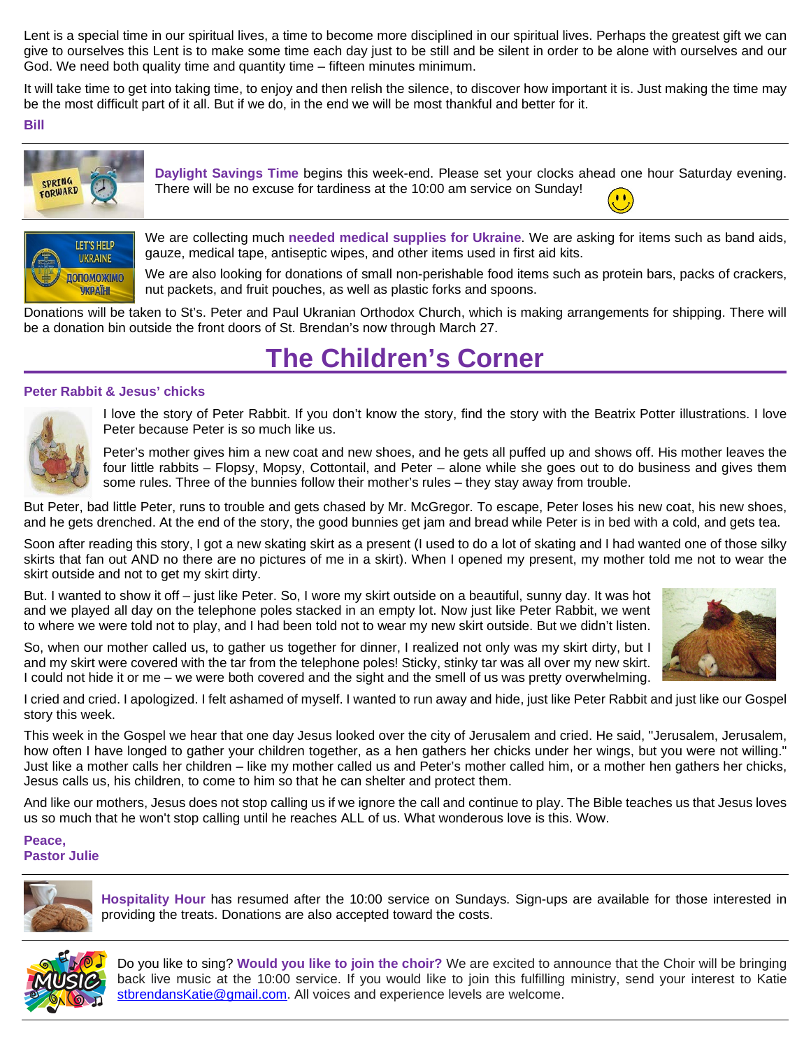Lent is a special time in our spiritual lives, a time to become more disciplined in our spiritual lives. Perhaps the greatest gift we can give to ourselves this Lent is to make some time each day just to be still and be silent in order to be alone with ourselves and our God. We need both quality time and quantity time – fifteen minutes minimum.

It will take time to get into taking time, to enjoy and then relish the silence, to discover how important it is. Just making the time may be the most difficult part of it all. But if we do, in the end we will be most thankful and better for it.

**Bill**

---

**Daylight Savings Time** begins this week-end. Please set your clocks ahead one hour Saturday evening. There will be no excuse for tardiness at the 10:00 am service on Sunday!

---

We are collecting much **needed medical supplies for Ukraine**. We are asking for items such as band aids, gauze, medical tape, antiseptic wipes, and other items used in first aid kits.

We are also looking for donations of small non-perishable food items such as protein bars, packs of crackers, nut packets, and fruit pouches, as well as plastic forks and spoons.

Donations will be taken to St's. Peter and Paul Ukranian Orthodox Church, which is making arrangements for shipping. There will be a donation bin outside the front doors of St. Brendan's now through March 27.

# The Children's Corner

### Peter Rabbit & Jesus' chicks

I love the story of Peter Rabbit. If you don't know the story, find the story with the Beatrix Potter illustrations. I love Peter because Peter is so much like us.

Peter's mother gives him a new coat and new shoes, and he gets all puffed up and shows off. His mother leaves the four little rabbits – Flopsy, Mopsy, Cottontail, and Peter – alone while she goes out to do business and gives them some rules. Three of the bunnies follow their mother's rules – they stay away from trouble.

But Peter, bad little Peter, runs to trouble and gets chased by Mr. McGregor. To escape, Peter loses his new coat, his new shoes, and he gets drenched. At the end of the story, the good bunnies get jam and bread while Peter is in bed with a cold, and gets tea.

Soon after reading this story, I got a new skating skirt as a present (I used to do a lot of skating and I had wanted one of those silky skirts that fan out AND no there are no pictures of me in a skirt). When I opened my present, my mother told me not to wear the skirt outside and not to get my skirt dirty.

But. I wanted to show it off – just like Peter. So, I wore my skirt outside on a beautiful, sunny day. It was hot and we played all day on the telephone poles stacked in an empty lot. Now just like Peter Rabbit, we went to where we were told not to play, and I had been told not to wear my new skirt outside. But we didn't listen.

So, when our mother called us, to gather us together for dinner, I realized not only was my skirt dirty, but I and my skirt were covered with the tar from the telephone poles! Sticky, stinky tar was all over my new skirt. I could not hide it or me – we were both covered and the sight and the smell of us was pretty overwhelming.

I cried and cried. I apologized. I felt ashamed of myself. I wanted to run away and hide, just like Peter Rabbit and just like our Gospel story this week.

This week in the Gospel we hear that one day Jesus looked over the city of Jerusalem and cried. He said, "Jerusalem, Jerusalem, how often I have longed to gather your children together, as a hen gathers her chicks under her wings, but you were not willing." Just like a mother calls her children – like my mother called us and Peter's mother called him, or a mother hen gathers her chicks, Jesus calls us, his children, to come to him so that he can shelter and protect them.

And like our mothers, Jesus does not stop calling us if we ignore the call and continue to play. The Bible teaches us that Jesus loves us so much that he won't stop calling until he reaches ALL of us. What wonderous love is this. Wow.

**Peace,**
**Pastor Julie**

---

**Hospitality Hour** has resumed after the 10:00 service on Sundays. Sign-ups are available for those interested in providing the treats. Donations are also accepted toward the costs.

---

Do you like to sing? **Would you like to join the choir?** We are excited to announce that the Choir will be bringing back live music at the 10:00 service. If you would like to join this fulfilling ministry, send your interest to Katie stbrendansKatie@gmail.com. All voices and experience levels are welcome.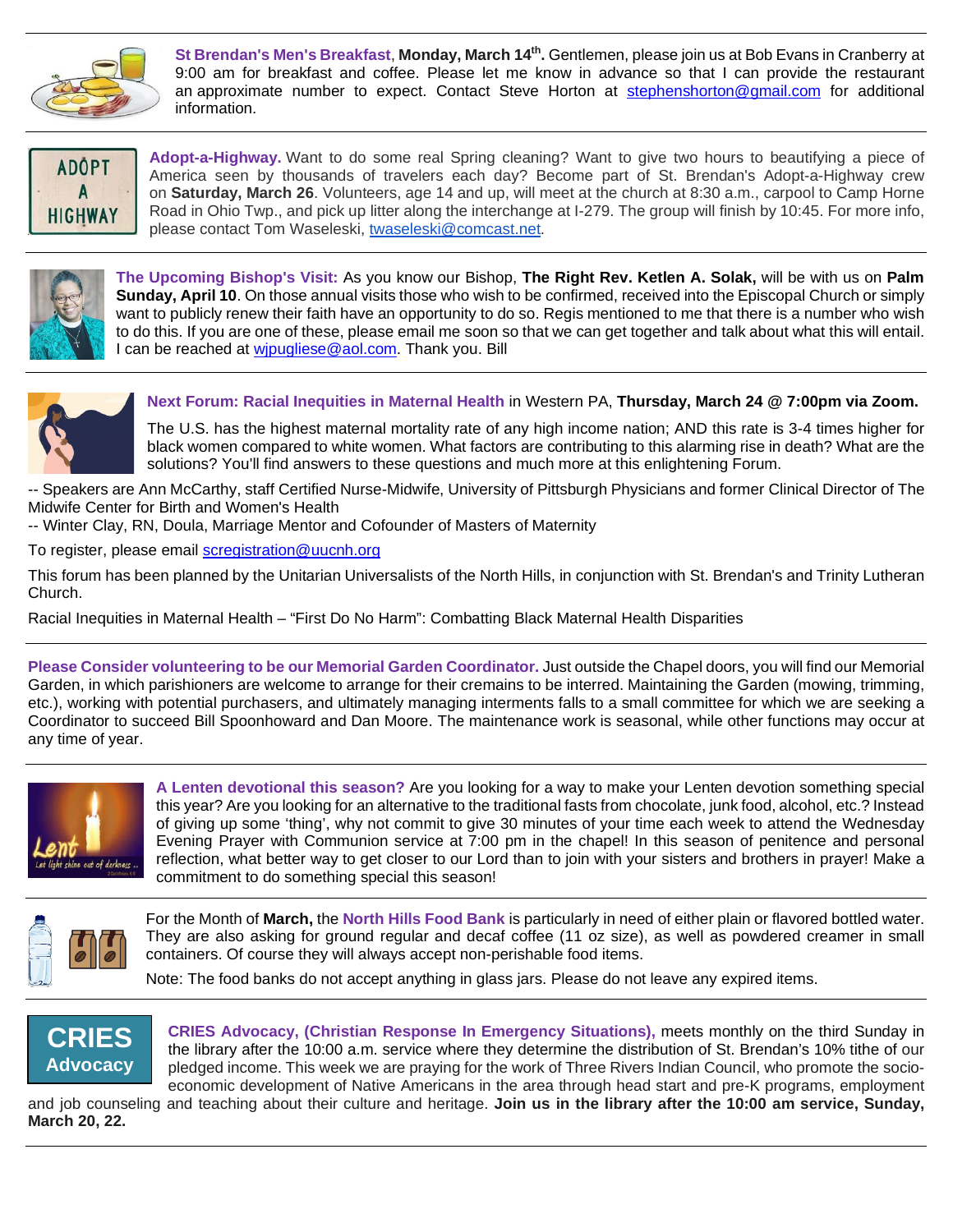**St Brendan's Men's Breakfast**, **Monday, March 14th.** Gentlemen, please join us at Bob Evans in Cranberry at 9:00 am for breakfast and coffee. Please let me know in advance so that I can provide the restaurant an approximate number to expect. Contact Steve Horton at stephenshorton@gmail.com for additional information.

---

**Adopt-a-Highway.** Want to do some real Spring cleaning? Want to give two hours to beautifying a piece of America seen by thousands of travelers each day? Become part of St. Brendan's Adopt-a-Highway crew on **Saturday, March 26**. Volunteers, age 14 and up, will meet at the church at 8:30 a.m., carpool to Camp Horne Road in Ohio Twp., and pick up litter along the interchange at I-279. The group will finish by 10:45. For more info, please contact Tom Waseleski, twaseleski@comcast.net.

---

**The Upcoming Bishop's Visit:** As you know our Bishop, **The Right Rev. Ketlen A. Solak,** will be with us on **Palm Sunday, April 10**. On those annual visits those who wish to be confirmed, received into the Episcopal Church or simply want to publicly renew their faith have an opportunity to do so. Regis mentioned to me that there is a number who wish to do this. If you are one of these, please email me soon so that we can get together and talk about what this will entail. I can be reached at wjpugliese@aol.com. Thank you. Bill

---

**Next Forum: Racial Inequities in Maternal Health** in Western PA, **Thursday, March 24 @ 7:00pm via Zoom.**

The U.S. has the highest maternal mortality rate of any high income nation; AND this rate is 3-4 times higher for black women compared to white women. What factors are contributing to this alarming rise in death? What are the solutions? You'll find answers to these questions and much more at this enlightening Forum.

-- Speakers are Ann McCarthy, staff Certified Nurse-Midwife, University of Pittsburgh Physicians and former Clinical Director of The Midwife Center for Birth and Women's Health
-- Winter Clay, RN, Doula, Marriage Mentor and Cofounder of Masters of Maternity

To register, please email scregistration@uucnh.org

This forum has been planned by the Unitarian Universalists of the North Hills, in conjunction with St. Brendan's and Trinity Lutheran Church.

Racial Inequities in Maternal Health – "First Do No Harm": Combatting Black Maternal Health Disparities

---

**Please Consider volunteering to be our Memorial Garden Coordinator.** Just outside the Chapel doors, you will find our Memorial Garden, in which parishioners are welcome to arrange for their cremains to be interred. Maintaining the Garden (mowing, trimming, etc.), working with potential purchasers, and ultimately managing interments falls to a small committee for which we are seeking a Coordinator to succeed Bill Spoonhoward and Dan Moore. The maintenance work is seasonal, while other functions may occur at any time of year.

---

**A Lenten devotional this season?** Are you looking for a way to make your Lenten devotion something special this year? Are you looking for an alternative to the traditional fasts from chocolate, junk food, alcohol, etc.? Instead of giving up some 'thing', why not commit to give 30 minutes of your time each week to attend the Wednesday Evening Prayer with Communion service at 7:00 pm in the chapel! In this season of penitence and personal reflection, what better way to get closer to our Lord than to join with your sisters and brothers in prayer! Make a commitment to do something special this season!

---

For the Month of **March,** the **North Hills Food Bank** is particularly in need of either plain or flavored bottled water. They are also asking for ground regular and decaf coffee (11 oz size), as well as powdered creamer in small containers. Of course they will always accept non-perishable food items.

Note: The food banks do not accept anything in glass jars. Please do not leave any expired items.

---

**CRIES Advocacy, (Christian Response In Emergency Situations),** meets monthly on the third Sunday in the library after the 10:00 a.m. service where they determine the distribution of St. Brendan's 10% tithe of our pledged income. This week we are praying for the work of Three Rivers Indian Council, who promote the socio-economic development of Native Americans in the area through head start and pre-K programs, employment and job counseling and teaching about their culture and heritage. **Join us in the library after the 10:00 am service, Sunday, March 20, 22.**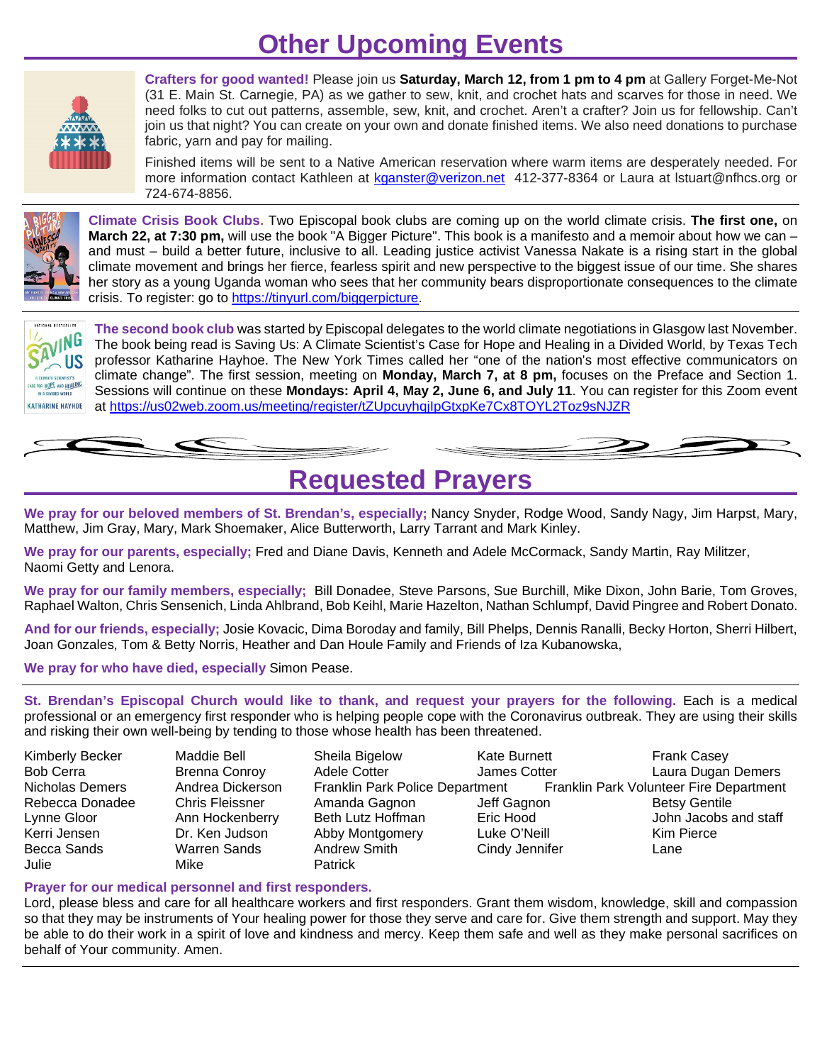# Other Upcoming Events

**Crafters for good wanted!** Please join us **Saturday, March 12, from 1 pm to 4 pm** at Gallery Forget-Me-Not (31 E. Main St. Carnegie, PA) as we gather to sew, knit, and crochet hats and scarves for those in need. We need folks to cut out patterns, assemble, sew, knit, and crochet. Aren't a crafter? Join us for fellowship. Can't join us that night? You can create on your own and donate finished items. We also need donations to purchase fabric, yarn and pay for mailing.

Finished items will be sent to a Native American reservation where warm items are desperately needed. For more information contact Kathleen at kganster@verizon.net 412-377-8364 or Laura at lstuart@nfhcs.org or 724-674-8856.

**Climate Crisis Book Clubs.** Two Episcopal book clubs are coming up on the world climate crisis. **The first one,** on **March 22, at 7:30 pm,** will use the book "A Bigger Picture". This book is a manifesto and a memoir about how we can – and must – build a better future, inclusive to all. Leading justice activist Vanessa Nakate is a rising start in the global climate movement and brings her fierce, fearless spirit and new perspective to the biggest issue of our time. She shares her story as a young Uganda woman who sees that her community bears disproportionate consequences to the climate crisis. To register: go to https://tinyurl.com/biggerpicture.

**The second book club** was started by Episcopal delegates to the world climate negotiations in Glasgow last November. The book being read is Saving Us: A Climate Scientist's Case for Hope and Healing in a Divided World, by Texas Tech professor Katharine Hayhoe. The New York Times called her "one of the nation's most effective communicators on climate change". The first session, meeting on **Monday, March 7, at 8 pm,** focuses on the Preface and Section 1. Sessions will continue on these **Mondays: April 4, May 2, June 6, and July 11**. You can register for this Zoom event at https://us02web.zoom.us/meeting/register/tZUpcuyhqjIpGtxpKe7Cx8TOYL2Toz9sNJZR

# Requested Prayers

**We pray for our beloved members of St. Brendan's, especially;** Nancy Snyder, Rodge Wood, Sandy Nagy, Jim Harpst, Mary, Matthew, Jim Gray, Mary, Mark Shoemaker, Alice Butterworth, Larry Tarrant and Mark Kinley.

**We pray for our parents, especially;** Fred and Diane Davis, Kenneth and Adele McCormack, Sandy Martin, Ray Militzer, Naomi Getty and Lenora.

**We pray for our family members, especially;** Bill Donadee, Steve Parsons, Sue Burchill, Mike Dixon, John Barie, Tom Groves, Raphael Walton, Chris Sensenich, Linda Ahlbrand, Bob Keihl, Marie Hazelton, Nathan Schlumpf, David Pingree and Robert Donato.

**And for our friends, especially;** Josie Kovacic, Dima Boroday and family, Bill Phelps, Dennis Ranalli, Becky Horton, Sherri Hilbert, Joan Gonzales, Tom & Betty Norris, Heather and Dan Houle Family and Friends of Iza Kubanowska,

**We pray for who have died, especially** Simon Pease.

**St. Brendan's Episcopal Church would like to thank, and request your prayers for the following.** Each is a medical professional or an emergency first responder who is helping people cope with the Coronavirus outbreak. They are using their skills and risking their own well-being by tending to those whose health has been threatened.

Kimberly Becker, Maddie Bell, Sheila Bigelow, Kate Burnett, Frank Casey, Bob Cerra, Brenna Conroy, Adele Cotter, James Cotter, Laura Dugan Demers, Nicholas Demers, Andrea Dickerson, Franklin Park Police Department, Franklin Park Volunteer Fire Department, Rebecca Donadee, Chris Fleissner, Amanda Gagnon, Jeff Gagnon, Betsy Gentile, Lynne Gloor, Ann Hockenberry, Beth Lutz Hoffman, Eric Hood, John Jacobs and staff, Kerri Jensen, Dr. Ken Judson, Abby Montgomery, Luke O'Neill, Kim Pierce, Becca Sands, Warren Sands, Andrew Smith, Cindy Jennifer, Lane, Julie, Mike, Patrick

**Prayer for our medical personnel and first responders.**
Lord, please bless and care for all healthcare workers and first responders. Grant them wisdom, knowledge, skill and compassion so that they may be instruments of Your healing power for those they serve and care for. Give them strength and support. May they be able to do their work in a spirit of love and kindness and mercy. Keep them safe and well as they make personal sacrifices on behalf of Your community. Amen.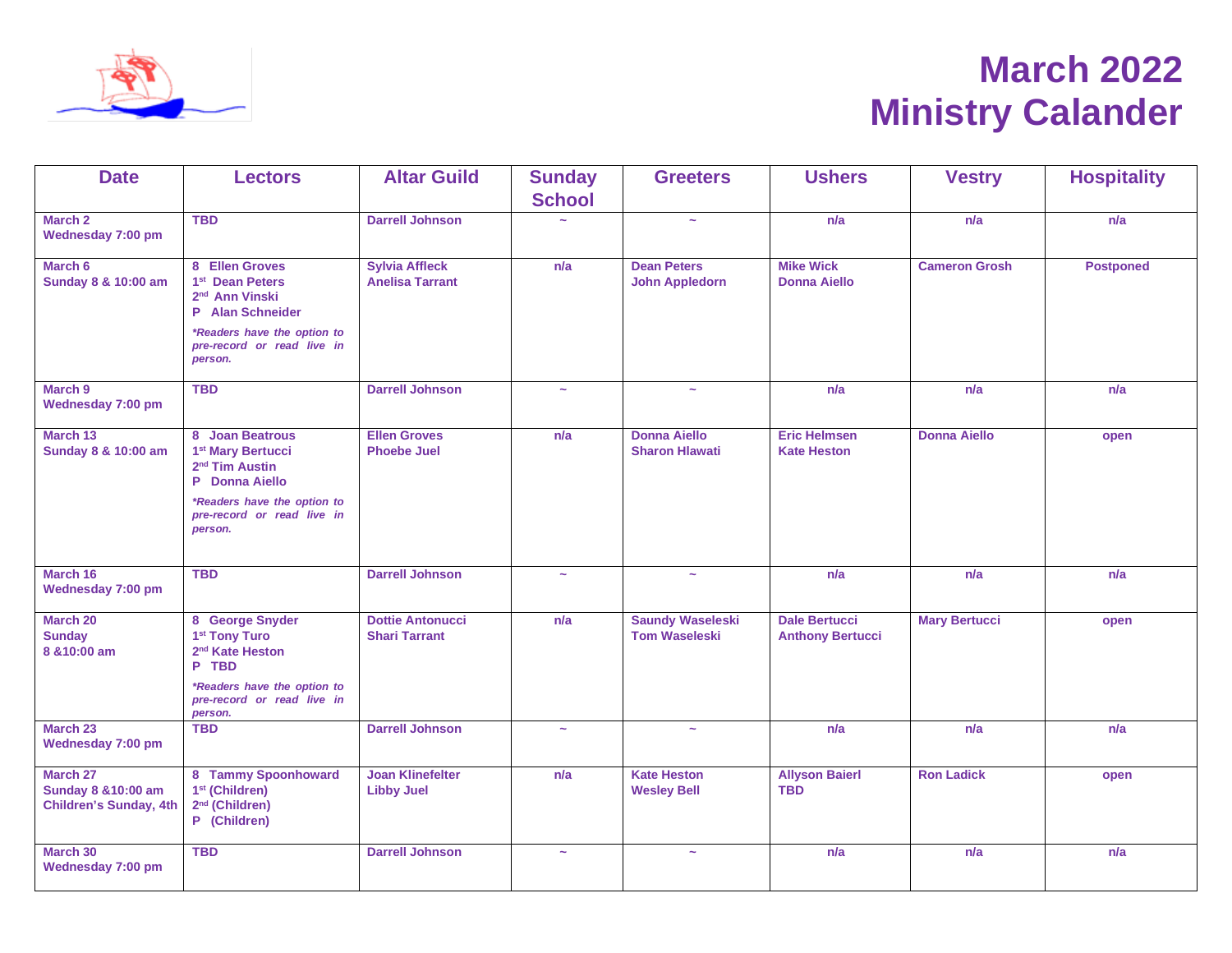# March 2022 Ministry Calander

| Date | Lectors | Altar Guild | Sunday School | Greeters | Ushers | Vestry | Hospitality |
|---|---|---|---|---|---|---|---|
| March 2<br>Wednesday 7:00 pm | TBD | Darrell Johnson | ~ | ~ | n/a | n/a | n/a |
| March 6<br>Sunday 8 & 10:00 am | 8 Ellen Groves<br>1st Dean Peters<br>2nd Ann Vinski<br>P Alan Schneider<br>*Readers have the option to pre-record or read live in person.* | Sylvia Affleck<br>Anelisa Tarrant | n/a | Dean Peters<br>John Appledorn | Mike Wick<br>Donna Aiello | Cameron Grosh | Postponed |
| March 9<br>Wednesday 7:00 pm | TBD | Darrell Johnson | ~ | ~ | n/a | n/a | n/a |
| March 13<br>Sunday 8 & 10:00 am | 8 Joan Beatrous<br>1st Mary Bertucci<br>2nd Tim Austin<br>P Donna Aiello<br>*Readers have the option to pre-record or read live in person.* | Ellen Groves<br>Phoebe Juel | n/a | Donna Aiello<br>Sharon Hlawati | Eric Helmsen<br>Kate Heston | Donna Aiello | open |
| March 16<br>Wednesday 7:00 pm | TBD | Darrell Johnson | ~ | ~ | n/a | n/a | n/a |
| March 20<br>Sunday<br>8 &10:00 am | 8 George Snyder<br>1st Tony Turo<br>2nd Kate Heston<br>P TBD<br>*Readers have the option to pre-record or read live in person.* | Dottie Antonucci<br>Shari Tarrant | n/a | Saundy Waseleski<br>Tom Waseleski | Dale Bertucci<br>Anthony Bertucci | Mary Bertucci | open |
| March 23<br>Wednesday 7:00 pm | TBD | Darrell Johnson | ~ | ~ | n/a | n/a | n/a |
| March 27<br>Sunday 8 &10:00 am<br>Children's Sunday, 4th | 8 Tammy Spoonhoward<br>1st (Children)<br>2nd (Children)<br>P (Children) | Joan Klinefelter<br>Libby Juel | n/a | Kate Heston<br>Wesley Bell | Allyson Baierl<br>TBD | Ron Ladick | open |
| March 30<br>Wednesday 7:00 pm | TBD | Darrell Johnson | ~ | ~ | n/a | n/a | n/a |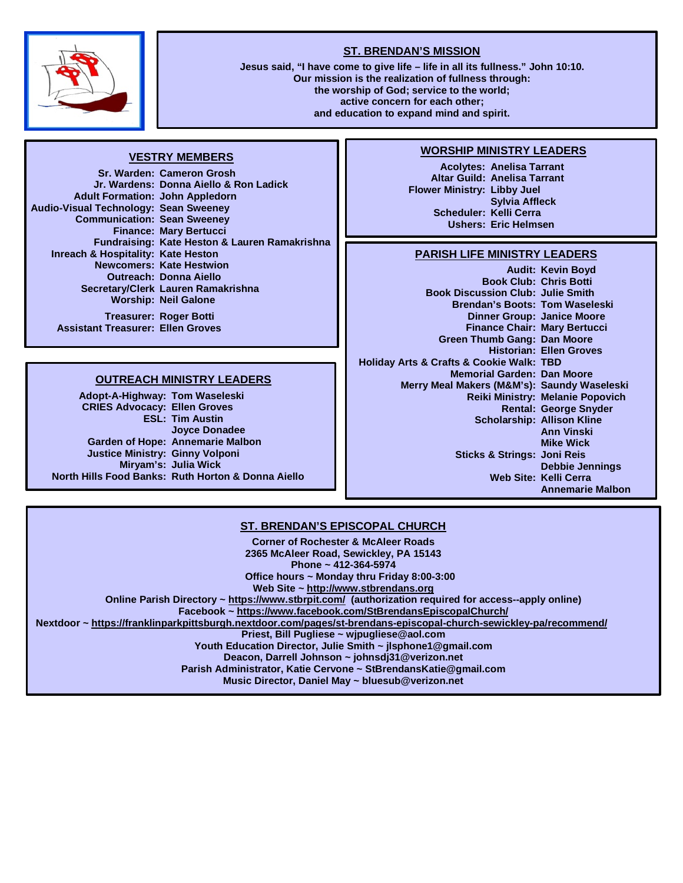## ST. BRENDAN'S MISSION

**Jesus said, "I have come to give life – life in all its fullness." John 10:10.**
**Our mission is the realization of fullness through:**
**the worship of God; service to the world;**
**active concern for each other;**
**and education to expand mind and spirit.**

## VESTRY MEMBERS

**Sr. Warden:** Cameron Grosh
**Jr. Wardens:** Donna Aiello & Ron Ladick
**Adult Formation:** John Appledorn
**Audio-Visual Technology:** Sean Sweeney
**Communication:** Sean Sweeney
**Finance:** Mary Bertucci
**Fundraising:** Kate Heston & Lauren Ramakrishna
**Inreach & Hospitality:** Kate Heston
**Newcomers:** Kate Hestwion
**Outreach:** Donna Aiello
**Secretary/Clerk** Lauren Ramakrishna
**Worship:** Neil Galone

**Treasurer:** Roger Botti
**Assistant Treasurer:** Ellen Groves

## OUTREACH MINISTRY LEADERS

**Adopt-A-Highway:** Tom Waseleski
**CRIES Advocacy:** Ellen Groves
**ESL:** Tim Austin
Joyce Donadee
**Garden of Hope:** Annemarie Malbon
**Justice Ministry:** Ginny Volponi
**Miryam's:** Julia Wick
**North Hills Food Banks:** Ruth Horton & Donna Aiello

## WORSHIP MINISTRY LEADERS

**Acolytes:** Anelisa Tarrant
**Altar Guild:** Anelisa Tarrant
**Flower Ministry:** Libby Juel
Sylvia Affleck
**Scheduler:** Kelli Cerra
**Ushers:** Eric Helmsen

## PARISH LIFE MINISTRY LEADERS

**Audit:** Kevin Boyd
**Book Club:** Chris Botti
**Book Discussion Club:** Julie Smith
**Brendan's Boots:** Tom Waseleski
**Dinner Group:** Janice Moore
**Finance Chair:** Mary Bertucci
**Green Thumb Gang:** Dan Moore
**Historian:** Ellen Groves
**Holiday Arts & Crafts & Cookie Walk:** TBD
**Memorial Garden:** Dan Moore
**Merry Meal Makers (M&M's):** Saundy Waseleski
**Reiki Ministry:** Melanie Popovich
**Rental:** George Snyder
**Scholarship:** Allison Kline
Ann Vinski
Mike Wick
**Sticks & Strings:** Joni Reis
Debbie Jennings
**Web Site:** Kelli Cerra
Annemarie Malbon

## ST. BRENDAN'S EPISCOPAL CHURCH

**Corner of Rochester & McAleer Roads**
**2365 McAleer Road, Sewickley, PA 15143**
**Phone ~ 412-364-5974**
**Office hours ~ Monday thru Friday 8:00-3:00**
**Web Site ~ http://www.stbrendans.org**
**Online Parish Directory ~ https://www.stbrpit.com/ (authorization required for access--apply online)**
**Facebook ~ https://www.facebook.com/StBrendansEpiscopalChurch/**
**Nextdoor ~ https://franklinparkpittsburgh.nextdoor.com/pages/st-brendans-episcopal-church-sewickley-pa/recommend/**
**Priest, Bill Pugliese ~ wjpugliese@aol.com**
**Youth Education Director, Julie Smith ~ jlsphone1@gmail.com**
**Deacon, Darrell Johnson ~ johnsdj31@verizon.net**
**Parish Administrator, Katie Cervone ~ StBrendansKatie@gmail.com**
**Music Director, Daniel May ~ bluesub@verizon.net**